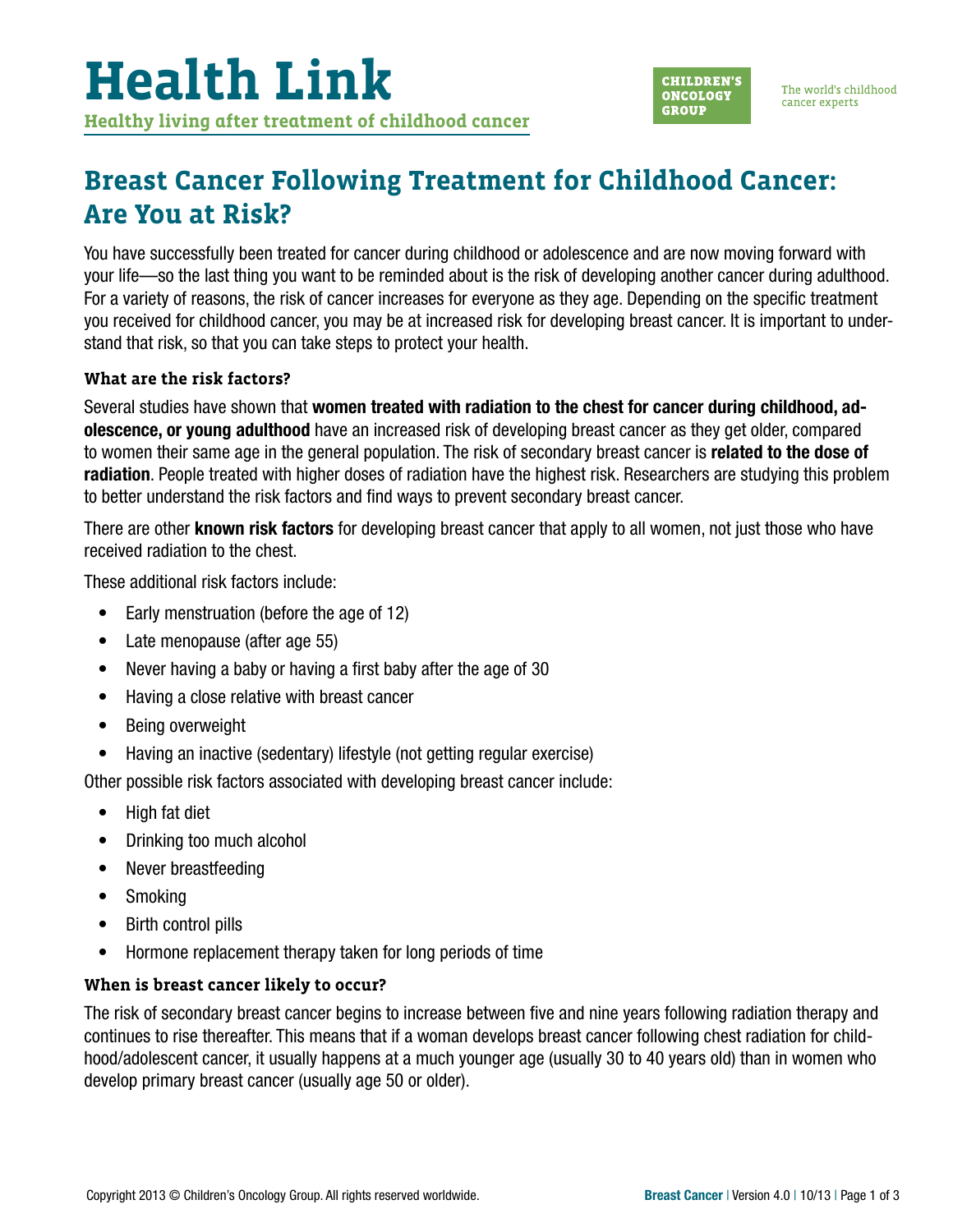# Health Link

**Healthy living after treatment of childhood cancer**

CHILDREN'S ONCOLOGY GROUP

The world's childhood cancer experts

## Breast Cancer Following Treatment for Childhood Cancer: Are You at Risk?

You have successfully been treated for cancer during childhood or adolescence and are now moving forward with your life—so the last thing you want to be reminded about is the risk of developing another cancer during adulthood. For a variety of reasons, the risk of cancer increases for everyone as they age. Depending on the specific treatment you received for childhood cancer, you may be at increased risk for developing breast cancer. It is important to understand that risk, so that you can take steps to protect your health.

### What are the risk factors?

Several studies have shown that **women treated with radiation to the chest for cancer during childhood, adolescence, or young adulthood** have an increased risk of developing breast cancer as they get older, compared to women their same age in the general population. The risk of secondary breast cancer is **related to the dose of radiation**. People treated with higher doses of radiation have the highest risk. Researchers are studying this problem to better understand the risk factors and find ways to prevent secondary breast cancer.

There are other **known risk factors** for developing breast cancer that apply to all women, not just those who have received radiation to the chest.

These additional risk factors include:

- Early menstruation (before the age of 12)
- Late menopause (after age 55)
- Never having a baby or having a first baby after the age of 30
- Having a close relative with breast cancer
- Being overweight
- Having an inactive (sedentary) lifestyle (not getting regular exercise)

Other possible risk factors associated with developing breast cancer include:

- High fat diet
- Drinking too much alcohol
- Never breastfeeding
- Smoking
- Birth control pills
- Hormone replacement therapy taken for long periods of time

### When is breast cancer likely to occur?

The risk of secondary breast cancer begins to increase between five and nine years following radiation therapy and continues to rise thereafter. This means that if a woman develops breast cancer following chest radiation for childhood/adolescent cancer, it usually happens at a much younger age (usually 30 to 40 years old) than in women who develop primary breast cancer (usually age 50 or older).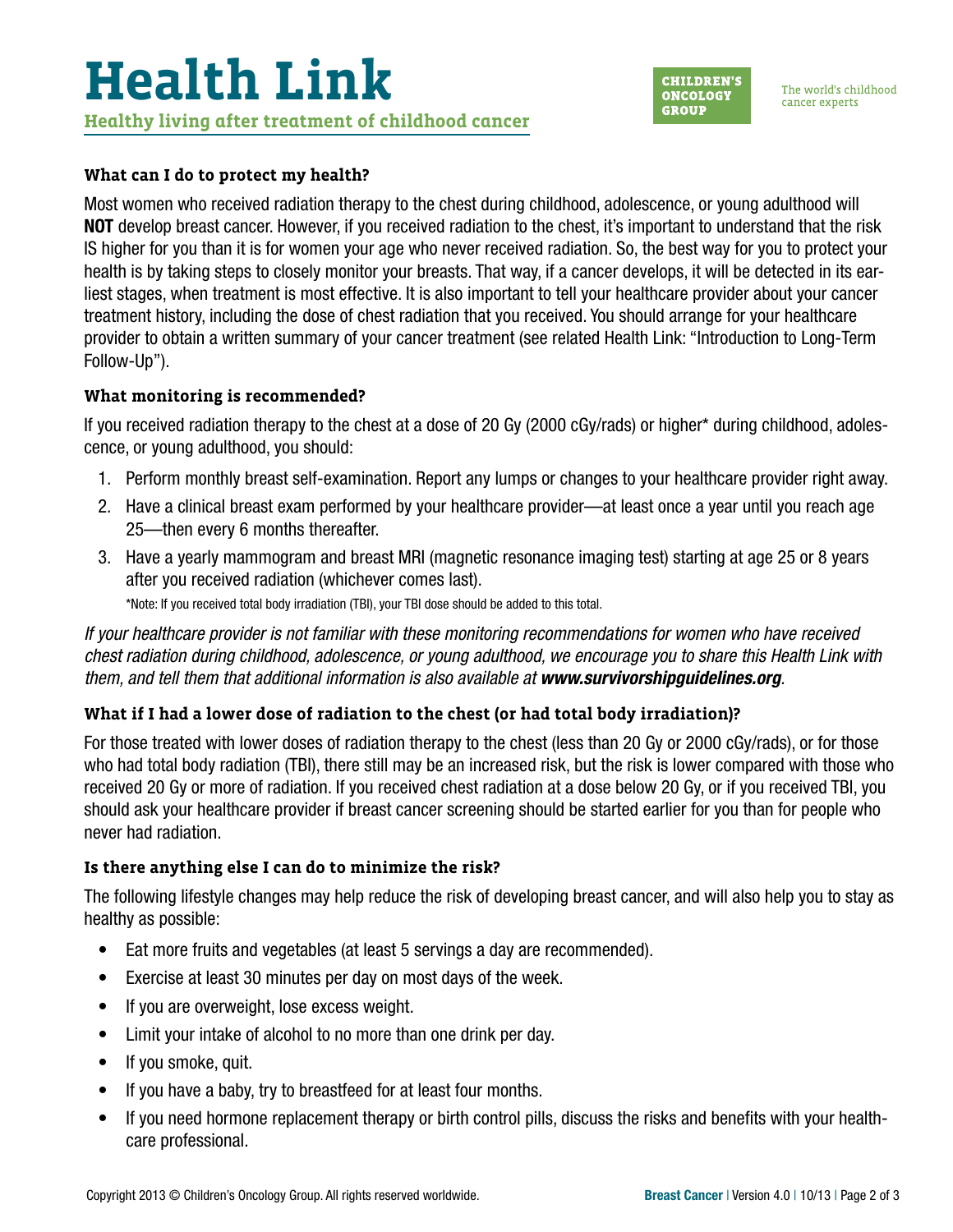### What can I do to protect my health?

Most women who received radiation therapy to the chest during childhood, adolescence, or young adulthood will **NOT** develop breast cancer. However, if you received radiation to the chest, it's important to understand that the risk IS higher for you than it is for women your age who never received radiation. So, the best way for you to protect your health is by taking steps to closely monitor your breasts. That way, if a cancer develops, it will be detected in its earliest stages, when treatment is most effective. It is also important to tell your healthcare provider about your cancer treatment history, including the dose of chest radiation that you received. You should arrange for your healthcare provider to obtain a written summary of your cancer treatment (see related Health Link: "Introduction to Long-Term Follow-Up").

### What monitoring is recommended?

If you received radiation therapy to the chest at a dose of 20 Gy (2000 cGy/rads) or higher* during childhood, adolescence, or young adulthood, you should:

1. Perform monthly breast self-examination. Report any lumps or changes to your healthcare provider right away.
2. Have a clinical breast exam performed by your healthcare provider—at least once a year until you reach age 25—then every 6 months thereafter.
3. Have a yearly mammogram and breast MRI (magnetic resonance imaging test) starting at age 25 or 8 years after you received radiation (whichever comes last).

*Note: If you received total body irradiation (TBI), your TBI dose should be added to this total.

*If your healthcare provider is not familiar with these monitoring recommendations for women who have received chest radiation during childhood, adolescence, or young adulthood, we encourage you to share this Health Link with them, and tell them that additional information is also available at **www.survivorshipguidelines.org**.*

### What if I had a lower dose of radiation to the chest (or had total body irradiation)?

For those treated with lower doses of radiation therapy to the chest (less than 20 Gy or 2000 cGy/rads), or for those who had total body radiation (TBI), there still may be an increased risk, but the risk is lower compared with those who received 20 Gy or more of radiation. If you received chest radiation at a dose below 20 Gy, or if you received TBI, you should ask your healthcare provider if breast cancer screening should be started earlier for you than for people who never had radiation.

### Is there anything else I can do to minimize the risk?

The following lifestyle changes may help reduce the risk of developing breast cancer, and will also help you to stay as healthy as possible:

- Eat more fruits and vegetables (at least 5 servings a day are recommended).
- Exercise at least 30 minutes per day on most days of the week.
- If you are overweight, lose excess weight.
- Limit your intake of alcohol to no more than one drink per day.
- If you smoke, quit.
- If you have a baby, try to breastfeed for at least four months.
- If you need hormone replacement therapy or birth control pills, discuss the risks and benefits with your healthcare professional.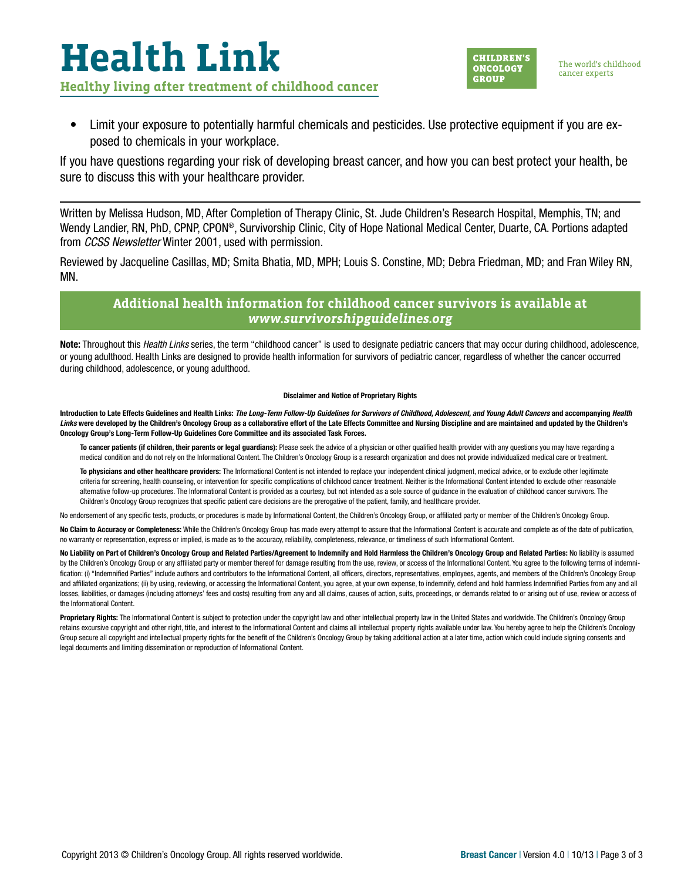- Limit your exposure to potentially harmful chemicals and pesticides. Use protective equipment if you are exposed to chemicals in your workplace.

If you have questions regarding your risk of developing breast cancer, and how you can best protect your health, be sure to discuss this with your healthcare provider.

---

Written by Melissa Hudson, MD, After Completion of Therapy Clinic, St. Jude Children's Research Hospital, Memphis, TN; and Wendy Landier, RN, PhD, CPNP, CPON®, Survivorship Clinic, City of Hope National Medical Center, Duarte, CA. Portions adapted from *CCSS Newsletter* Winter 2001, used with permission.

Reviewed by Jacqueline Casillas, MD; Smita Bhatia, MD, MPH; Louis S. Constine, MD; Debra Friedman, MD; and Fran Wiley RN, MN.

**Additional health information for childhood cancer survivors is available at *www.survivorshipguidelines.org***

**Note:** Throughout this *Health Links* series, the term "childhood cancer" is used to designate pediatric cancers that may occur during childhood, adolescence, or young adulthood. Health Links are designed to provide health information for survivors of pediatric cancer, regardless of whether the cancer occurred during childhood, adolescence, or young adulthood.

**Disclaimer and Notice of Proprietary Rights**

**Introduction to Late Effects Guidelines and Health Links: *The Long-Term Follow-Up Guidelines for Survivors of Childhood, Adolescent, and Young Adult Cancers* and accompanying *Health Links* were developed by the Children's Oncology Group as a collaborative effort of the Late Effects Committee and Nursing Discipline and are maintained and updated by the Children's Oncology Group's Long-Term Follow-Up Guidelines Core Committee and its associated Task Forces.**

**To cancer patients (if children, their parents or legal guardians):** Please seek the advice of a physician or other qualified health provider with any questions you may have regarding a medical condition and do not rely on the Informational Content. The Children's Oncology Group is a research organization and does not provide individualized medical care or treatment.

**To physicians and other healthcare providers:** The Informational Content is not intended to replace your independent clinical judgment, medical advice, or to exclude other legitimate criteria for screening, health counseling, or intervention for specific complications of childhood cancer treatment. Neither is the Informational Content intended to exclude other reasonable alternative follow-up procedures. The Informational Content is provided as a courtesy, but not intended as a sole source of guidance in the evaluation of childhood cancer survivors. The Children's Oncology Group recognizes that specific patient care decisions are the prerogative of the patient, family, and healthcare provider.

No endorsement of any specific tests, products, or procedures is made by Informational Content, the Children's Oncology Group, or affiliated party or member of the Children's Oncology Group.

**No Claim to Accuracy or Completeness:** While the Children's Oncology Group has made every attempt to assure that the Informational Content is accurate and complete as of the date of publication, no warranty or representation, express or implied, is made as to the accuracy, reliability, completeness, relevance, or timeliness of such Informational Content.

**No Liability on Part of Children's Oncology Group and Related Parties/Agreement to Indemnify and Hold Harmless the Children's Oncology Group and Related Parties:** No liability is assumed by the Children's Oncology Group or any affiliated party or member thereof for damage resulting from the use, review, or access of the Informational Content. You agree to the following terms of indemnification: (i) "Indemnified Parties" include authors and contributors to the Informational Content, all officers, directors, representatives, employees, agents, and members of the Children's Oncology Group and affiliated organizations; (ii) by using, reviewing, or accessing the Informational Content, you agree, at your own expense, to indemnify, defend and hold harmless Indemnified Parties from any and all losses, liabilities, or damages (including attorneys' fees and costs) resulting from any and all claims, causes of action, suits, proceedings, or demands related to or arising out of use, review or access of the Informational Content.

**Proprietary Rights:** The Informational Content is subject to protection under the copyright law and other intellectual property law in the United States and worldwide. The Children's Oncology Group retains excursive copyright and other right, title, and interest to the Informational Content and claims all intellectual property rights available under law. You hereby agree to help the Children's Oncology Group secure all copyright and intellectual property rights for the benefit of the Children's Oncology Group by taking additional action at a later time, action which could include signing consents and legal documents and limiting dissemination or reproduction of Informational Content.